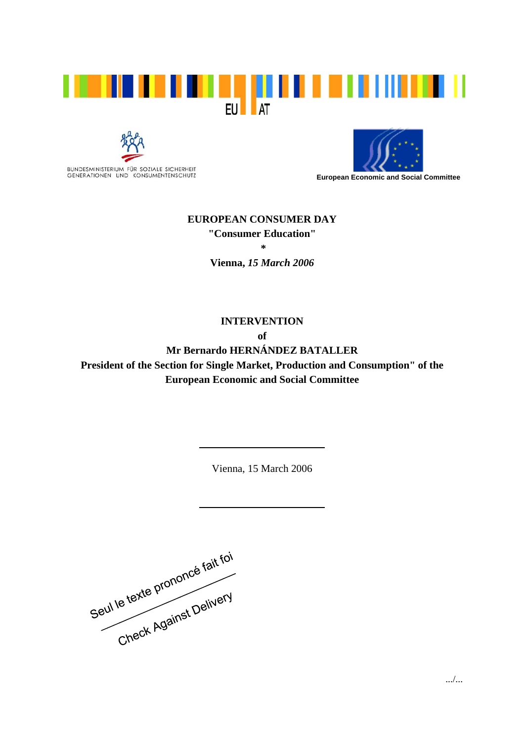EU AT

BUNDESMINISTERIUM FÜR SOZIALE SICHERHEIT GENERATIONEN UND KONSUMENTENSCHUTZ

**European Economic and Social Committee**

**EUROPEAN CONSUMER DAY**
**"Consumer Education"**
**\***
**Vienna, *15 March 2006***

**INTERVENTION**
**of**
**Mr Bernardo HERNÁNDEZ BATALLER**
**President of the Section for Single Market, Production and Consumption" of the European Economic and Social Committee**

---

Vienna, 15 March 2006

---

Seul le texte prononcé fait foi
Check Against Delivery

.../...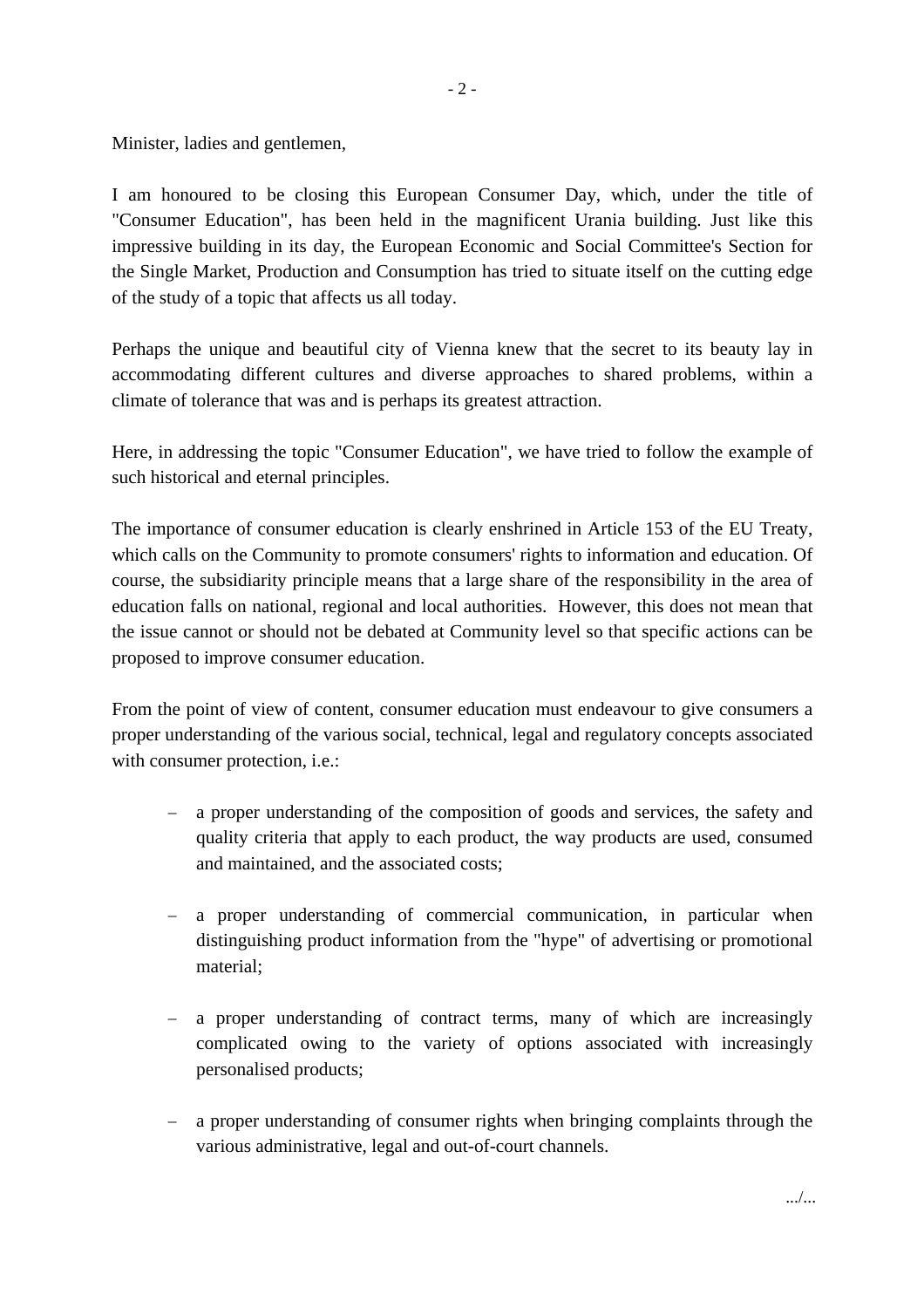Minister, ladies and gentlemen,

I am honoured to be closing this European Consumer Day, which, under the title of "Consumer Education", has been held in the magnificent Urania building. Just like this impressive building in its day, the European Economic and Social Committee's Section for the Single Market, Production and Consumption has tried to situate itself on the cutting edge of the study of a topic that affects us all today.

Perhaps the unique and beautiful city of Vienna knew that the secret to its beauty lay in accommodating different cultures and diverse approaches to shared problems, within a climate of tolerance that was and is perhaps its greatest attraction.

Here, in addressing the topic "Consumer Education", we have tried to follow the example of such historical and eternal principles.

The importance of consumer education is clearly enshrined in Article 153 of the EU Treaty, which calls on the Community to promote consumers' rights to information and education. Of course, the subsidiarity principle means that a large share of the responsibility in the area of education falls on national, regional and local authorities. However, this does not mean that the issue cannot or should not be debated at Community level so that specific actions can be proposed to improve consumer education.

From the point of view of content, consumer education must endeavour to give consumers a proper understanding of the various social, technical, legal and regulatory concepts associated with consumer protection, i.e.:

- a proper understanding of the composition of goods and services, the safety and quality criteria that apply to each product, the way products are used, consumed and maintained, and the associated costs;
- a proper understanding of commercial communication, in particular when distinguishing product information from the "hype" of advertising or promotional material;
- a proper understanding of contract terms, many of which are increasingly complicated owing to the variety of options associated with increasingly personalised products;
- a proper understanding of consumer rights when bringing complaints through the various administrative, legal and out-of-court channels.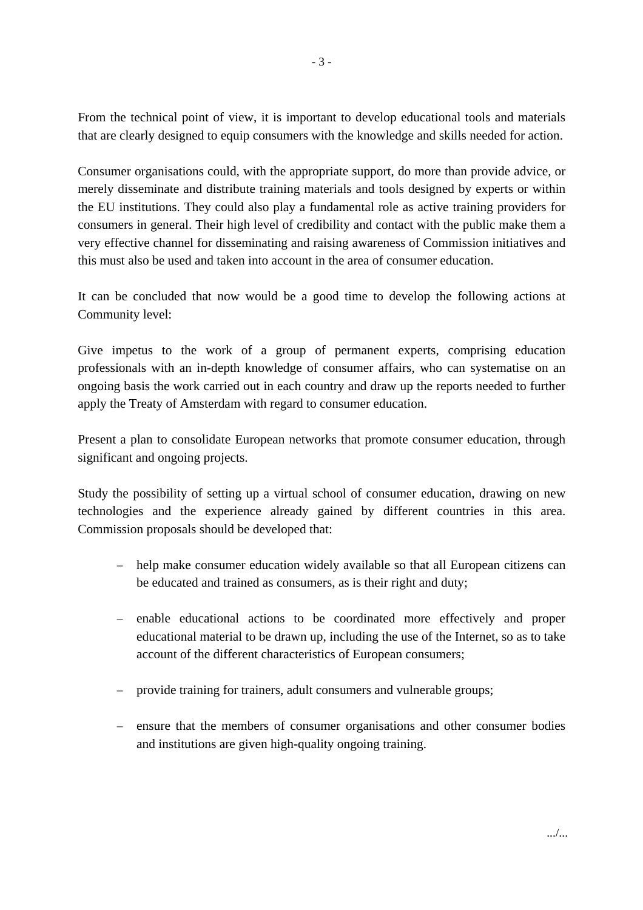From the technical point of view, it is important to develop educational tools and materials that are clearly designed to equip consumers with the knowledge and skills needed for action.

Consumer organisations could, with the appropriate support, do more than provide advice, or merely disseminate and distribute training materials and tools designed by experts or within the EU institutions. They could also play a fundamental role as active training providers for consumers in general. Their high level of credibility and contact with the public make them a very effective channel for disseminating and raising awareness of Commission initiatives and this must also be used and taken into account in the area of consumer education.

It can be concluded that now would be a good time to develop the following actions at Community level:

Give impetus to the work of a group of permanent experts, comprising education professionals with an in-depth knowledge of consumer affairs, who can systematise on an ongoing basis the work carried out in each country and draw up the reports needed to further apply the Treaty of Amsterdam with regard to consumer education.

Present a plan to consolidate European networks that promote consumer education, through significant and ongoing projects.

Study the possibility of setting up a virtual school of consumer education, drawing on new technologies and the experience already gained by different countries in this area. Commission proposals should be developed that:

- help make consumer education widely available so that all European citizens can be educated and trained as consumers, as is their right and duty;
- enable educational actions to be coordinated more effectively and proper educational material to be drawn up, including the use of the Internet, so as to take account of the different characteristics of European consumers;
- provide training for trainers, adult consumers and vulnerable groups;
- ensure that the members of consumer organisations and other consumer bodies and institutions are given high-quality ongoing training.

.../...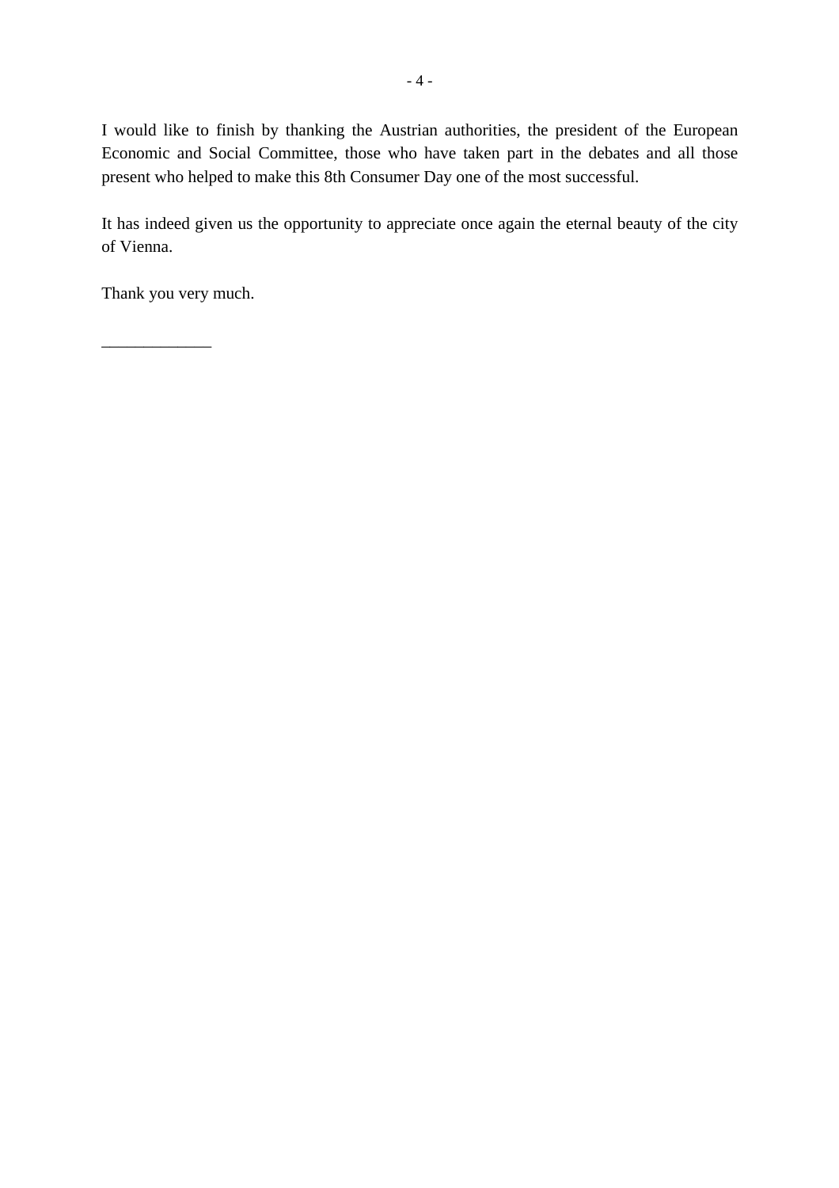I would like to finish by thanking the Austrian authorities, the president of the European Economic and Social Committee, those who have taken part in the debates and all those present who helped to make this 8th Consumer Day one of the most successful.

It has indeed given us the opportunity to appreciate once again the eternal beauty of the city of Vienna.

Thank you very much.

_____________